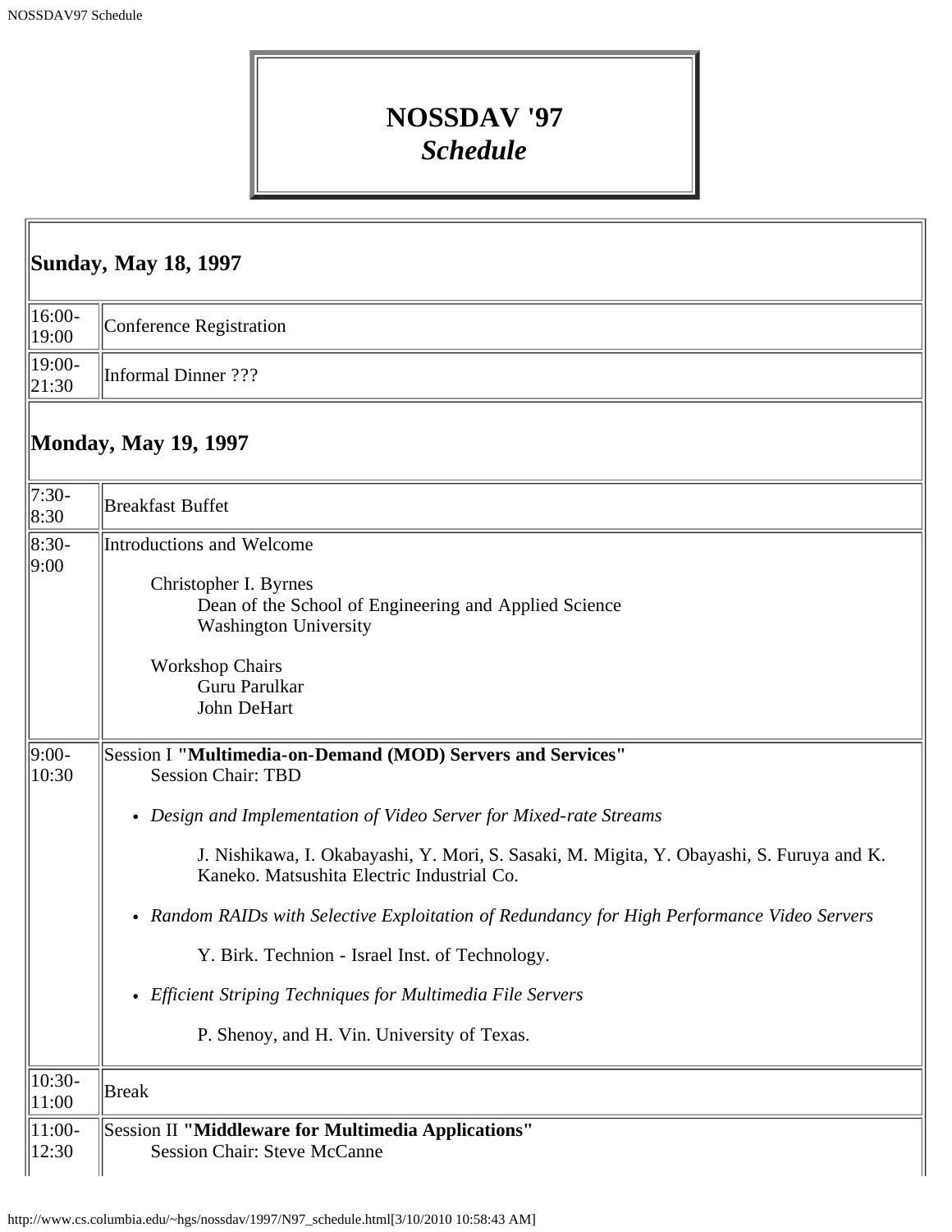# NOSSDAV '97
## *Schedule*

| **Sunday, May 18, 1997** | |
|---|---|
| 16:00-19:00 | Conference Registration |
| 19:00-21:30 | Informal Dinner ??? |
| **Monday, May 19, 1997** | |
| 7:30-8:30 | Breakfast Buffet |
| 8:30-9:00 | Introductions and Welcome<br><br>Christopher I. Byrnes<br>Dean of the School of Engineering and Applied Science<br>Washington University<br><br>Workshop Chairs<br>Guru Parulkar<br>John DeHart |
| 9:00-10:30 | Session I **"Multimedia-on-Demand (MOD) Servers and Services"**<br>Session Chair: TBD<br><br>• *Design and Implementation of Video Server for Mixed-rate Streams*<br>J. Nishikawa, I. Okabayashi, Y. Mori, S. Sasaki, M. Migita, Y. Obayashi, S. Furuya and K. Kaneko. Matsushita Electric Industrial Co.<br><br>• *Random RAIDs with Selective Exploitation of Redundancy for High Performance Video Servers*<br>Y. Birk. Technion - Israel Inst. of Technology.<br><br>• *Efficient Striping Techniques for Multimedia File Servers*<br>P. Shenoy, and H. Vin. University of Texas. |
| 10:30-11:00 | Break |
| 11:00-12:30 | Session II **"Middleware for Multimedia Applications"**<br>Session Chair: Steve McCanne |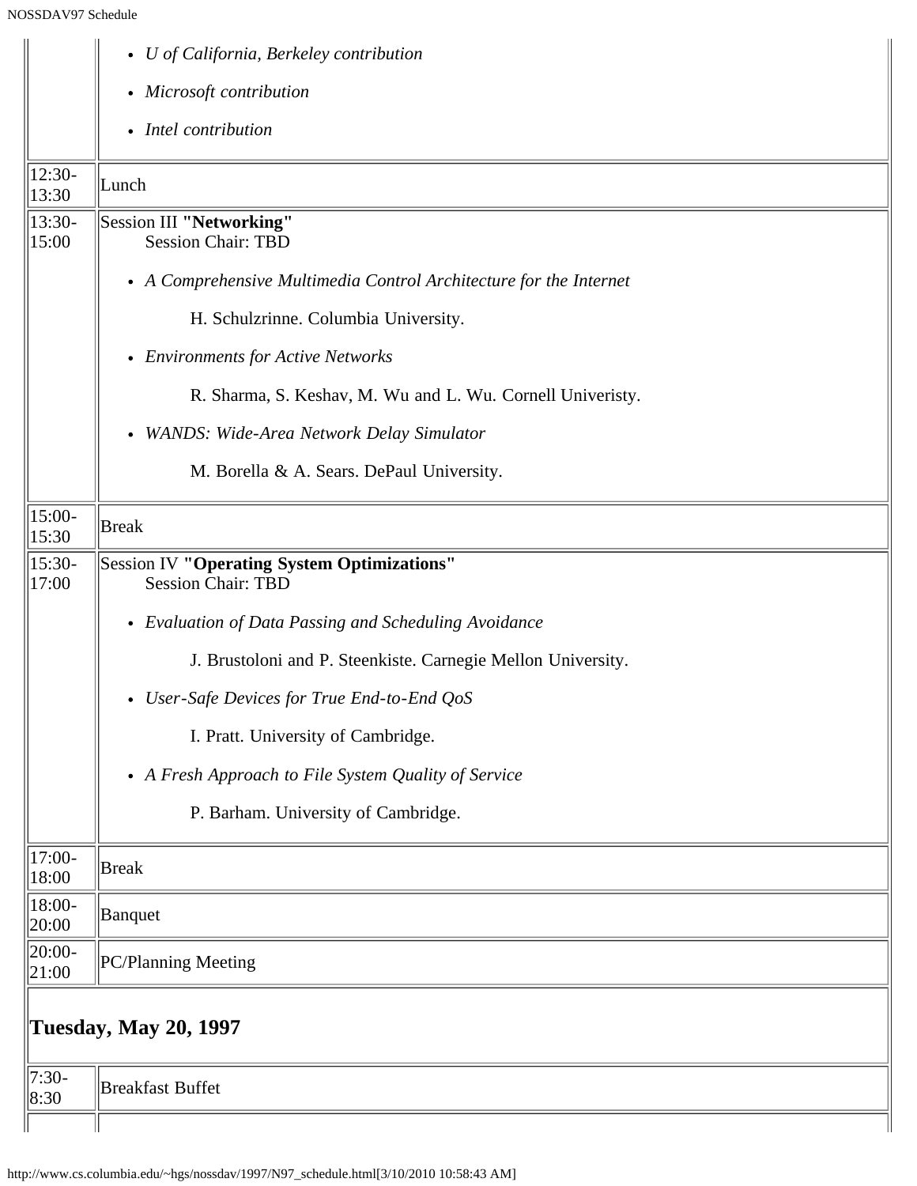| | |
|---|---|
| | • *U of California, Berkeley contribution*<br>• *Microsoft contribution*<br>• *Intel contribution* |
| 12:30-13:30 | Lunch |
| 13:30-15:00 | Session III **"Networking"**<br>Session Chair: TBD<br>• *A Comprehensive Multimedia Control Architecture for the Internet*<br>H. Schulzrinne. Columbia University.<br>• *Environments for Active Networks*<br>R. Sharma, S. Keshav, M. Wu and L. Wu. Cornell Univeristy.<br>• *WANDS: Wide-Area Network Delay Simulator*<br>M. Borella & A. Sears. DePaul University. |
| 15:00-15:30 | Break |
| 15:30-17:00 | Session IV **"Operating System Optimizations"**<br>Session Chair: TBD<br>• *Evaluation of Data Passing and Scheduling Avoidance*<br>J. Brustoloni and P. Steenkiste. Carnegie Mellon University.<br>• *User-Safe Devices for True End-to-End QoS*<br>I. Pratt. University of Cambridge.<br>• *A Fresh Approach to File System Quality of Service*<br>P. Barham. University of Cambridge. |
| 17:00-18:00 | Break |
| 18:00-20:00 | Banquet |
| 20:00-21:00 | PC/Planning Meeting |
| **Tuesday, May 20, 1997** | |
| 7:30-8:30 | Breakfast Buffet |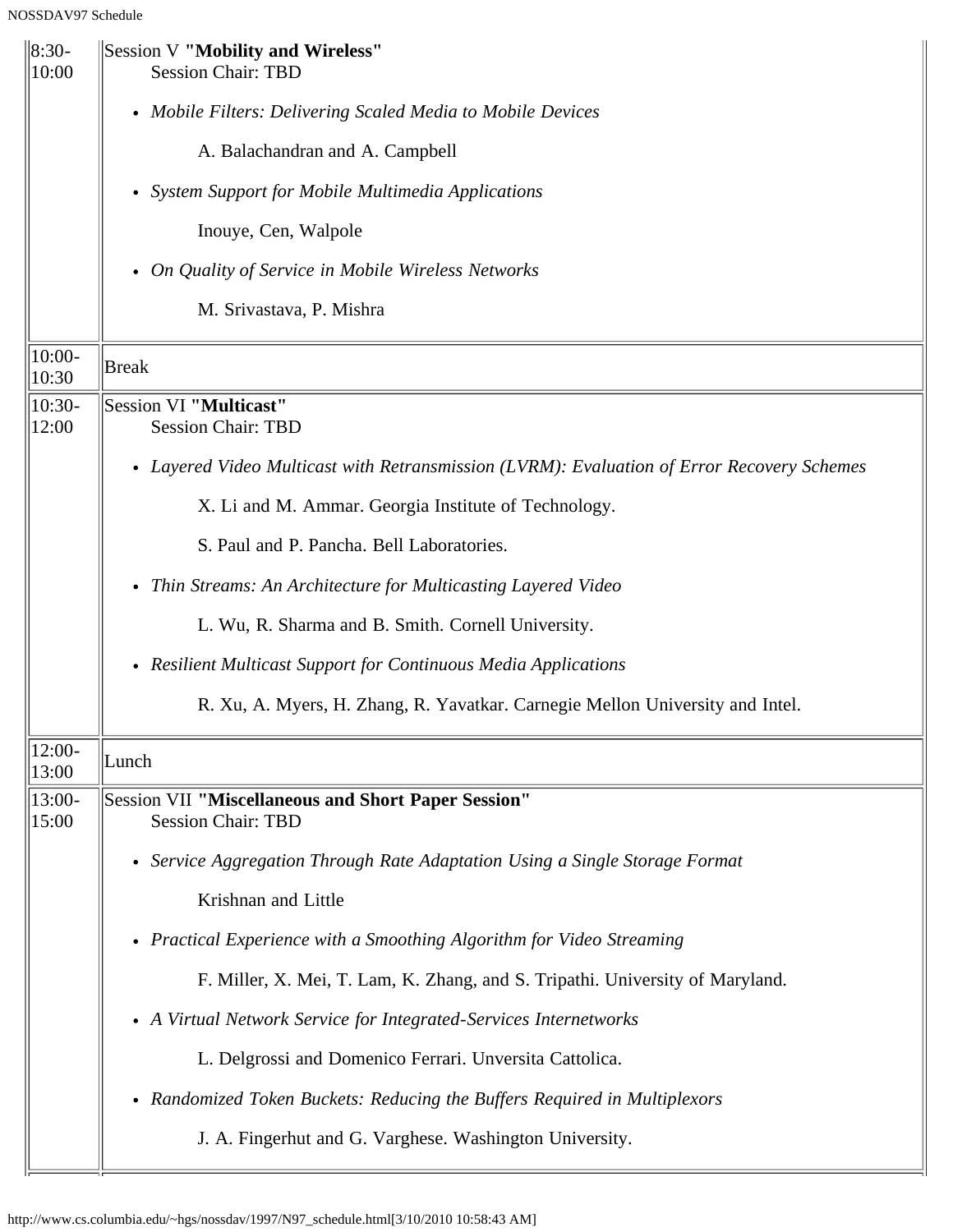| | |
|---|---|
| 8:30-10:00 | Session V **"Mobility and Wireless"**<br>Session Chair: TBD<br>• *Mobile Filters: Delivering Scaled Media to Mobile Devices*<br>A. Balachandran and A. Campbell<br>• *System Support for Mobile Multimedia Applications*<br>Inouye, Cen, Walpole<br>• *On Quality of Service in Mobile Wireless Networks*<br>M. Srivastava, P. Mishra |
| 10:00-10:30 | Break |
| 10:30-12:00 | Session VI **"Multicast"**<br>Session Chair: TBD<br>• *Layered Video Multicast with Retransmission (LVRM): Evaluation of Error Recovery Schemes*<br>X. Li and M. Ammar. Georgia Institute of Technology.<br>S. Paul and P. Pancha. Bell Laboratories.<br>• *Thin Streams: An Architecture for Multicasting Layered Video*<br>L. Wu, R. Sharma and B. Smith. Cornell University.<br>• *Resilient Multicast Support for Continuous Media Applications*<br>R. Xu, A. Myers, H. Zhang, R. Yavatkar. Carnegie Mellon University and Intel. |
| 12:00-13:00 | Lunch |
| 13:00-15:00 | Session VII **"Miscellaneous and Short Paper Session"**<br>Session Chair: TBD<br>• *Service Aggregation Through Rate Adaptation Using a Single Storage Format*<br>Krishnan and Little<br>• *Practical Experience with a Smoothing Algorithm for Video Streaming*<br>F. Miller, X. Mei, T. Lam, K. Zhang, and S. Tripathi. University of Maryland.<br>• *A Virtual Network Service for Integrated-Services Internetworks*<br>L. Delgrossi and Domenico Ferrari. Unversita Cattolica.<br>• *Randomized Token Buckets: Reducing the Buffers Required in Multiplexors*<br>J. A. Fingerhut and G. Varghese. Washington University. |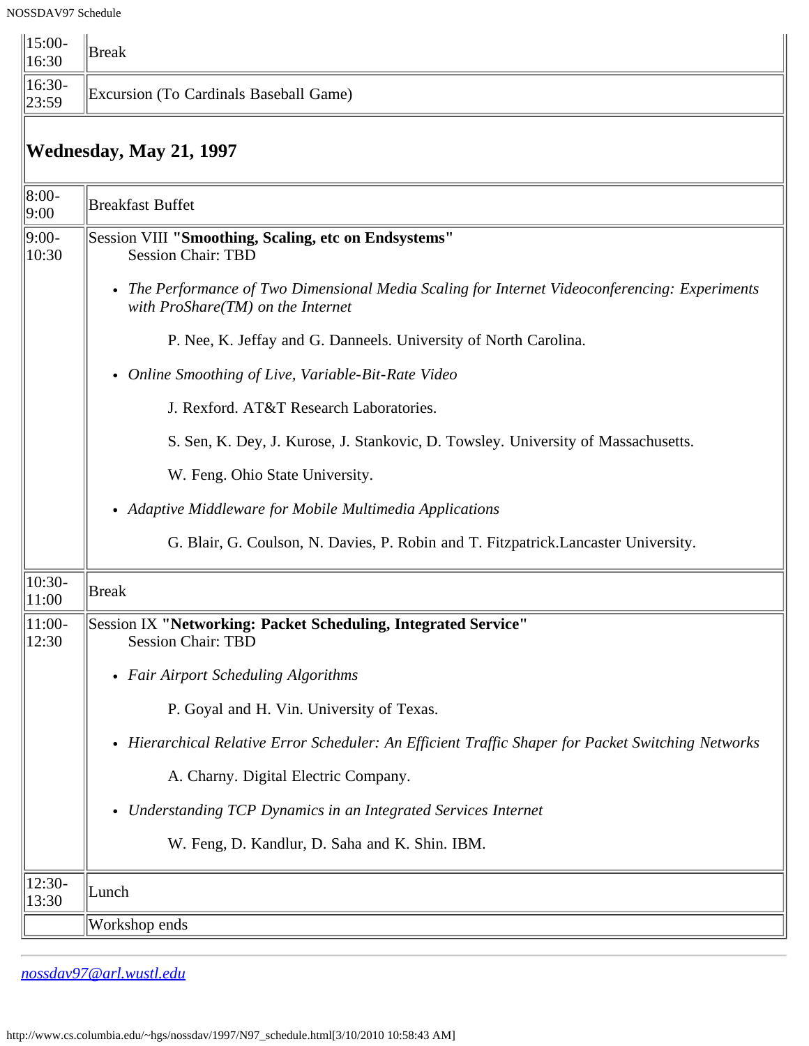| | |
|---|---|
| 15:00-16:30 | Break |
| 16:30-23:59 | Excursion (To Cardinals Baseball Game) |

## Wednesday, May 21, 1997

| | |
|---|---|
| 8:00-9:00 | Breakfast Buffet |
| 9:00-10:30 | Session VIII **"Smoothing, Scaling, etc on Endsystems"**<br>Session Chair: TBD<br>• *The Performance of Two Dimensional Media Scaling for Internet Videoconferencing: Experiments with ProShare(TM) on the Internet*<br>P. Nee, K. Jeffay and G. Danneels. University of North Carolina.<br>• *Online Smoothing of Live, Variable-Bit-Rate Video*<br>J. Rexford. AT&T Research Laboratories.<br>S. Sen, K. Dey, J. Kurose, J. Stankovic, D. Towsley. University of Massachusetts.<br>W. Feng. Ohio State University.<br>• *Adaptive Middleware for Mobile Multimedia Applications*<br>G. Blair, G. Coulson, N. Davies, P. Robin and T. Fitzpatrick.Lancaster University. |
| 10:30-11:00 | Break |
| 11:00-12:30 | Session IX **"Networking: Packet Scheduling, Integrated Service"**<br>Session Chair: TBD<br>• *Fair Airport Scheduling Algorithms*<br>P. Goyal and H. Vin. University of Texas.<br>• *Hierarchical Relative Error Scheduler: An Efficient Traffic Shaper for Packet Switching Networks*<br>A. Charny. Digital Electric Company.<br>• *Understanding TCP Dynamics in an Integrated Services Internet*<br>W. Feng, D. Kandlur, D. Saha and K. Shin. IBM. |
| 12:30-13:30 | Lunch |
| | Workshop ends |

*nossdav97@arl.wustl.edu*